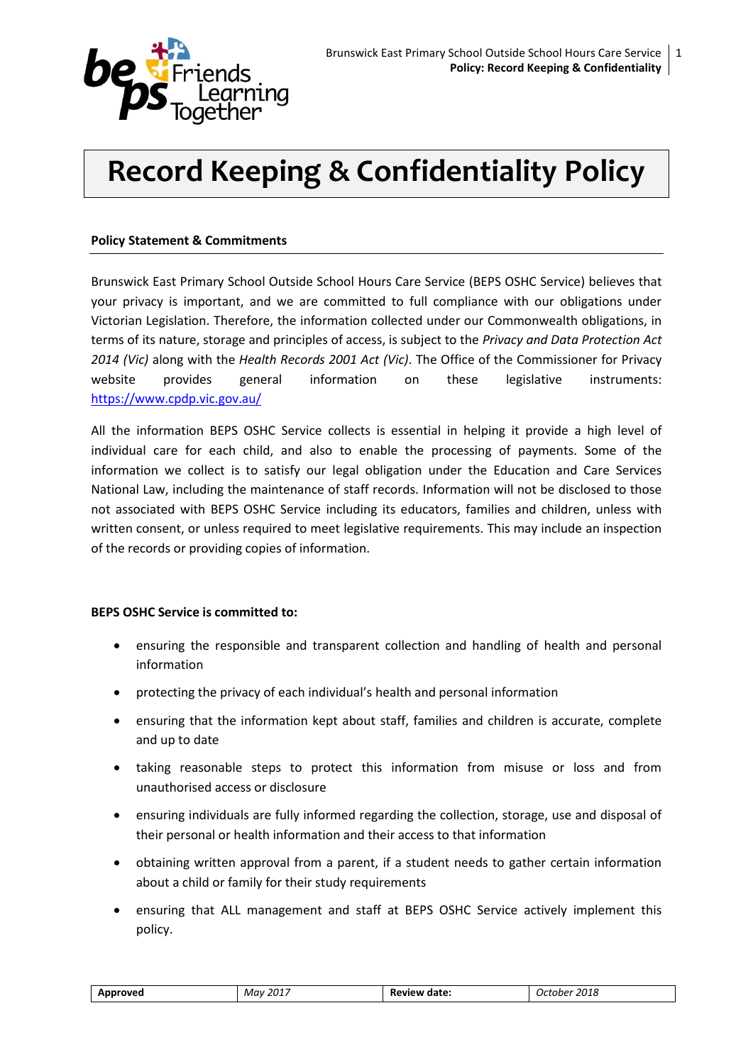# Record Keeping & Confidentiality Policy

**Policy Statement & Commitments**

Brunswick East Primary School Outside School Hours Care Service (BEPS OSHC Service) believes that your privacy is important, and we are committed to full compliance with our obligations under Victorian Legislation. Therefore, the information collected under our Commonwealth obligations, in terms of its nature, storage and principles of access, is subject to the *Privacy and Data Protection Act 2014 (Vic)* along with the *Health Records 2001 Act (Vic)*. The Office of the Commissioner for Privacy website provides general information on these legislative instruments: https://www.cpdp.vic.gov.au/

All the information BEPS OSHC Service collects is essential in helping it provide a high level of individual care for each child, and also to enable the processing of payments. Some of the information we collect is to satisfy our legal obligation under the Education and Care Services National Law, including the maintenance of staff records. Information will not be disclosed to those not associated with BEPS OSHC Service including its educators, families and children, unless with written consent, or unless required to meet legislative requirements. This may include an inspection of the records or providing copies of information.

**BEPS OSHC Service is committed to:**

- ensuring the responsible and transparent collection and handling of health and personal information
- protecting the privacy of each individual's health and personal information
- ensuring that the information kept about staff, families and children is accurate, complete and up to date
- taking reasonable steps to protect this information from misuse or loss and from unauthorised access or disclosure
- ensuring individuals are fully informed regarding the collection, storage, use and disposal of their personal or health information and their access to that information
- obtaining written approval from a parent, if a student needs to gather certain information about a child or family for their study requirements
- ensuring that ALL management and staff at BEPS OSHC Service actively implement this policy.

| Approved | May 2017 | Review date: | October 2018 |
| --- | --- | --- | --- |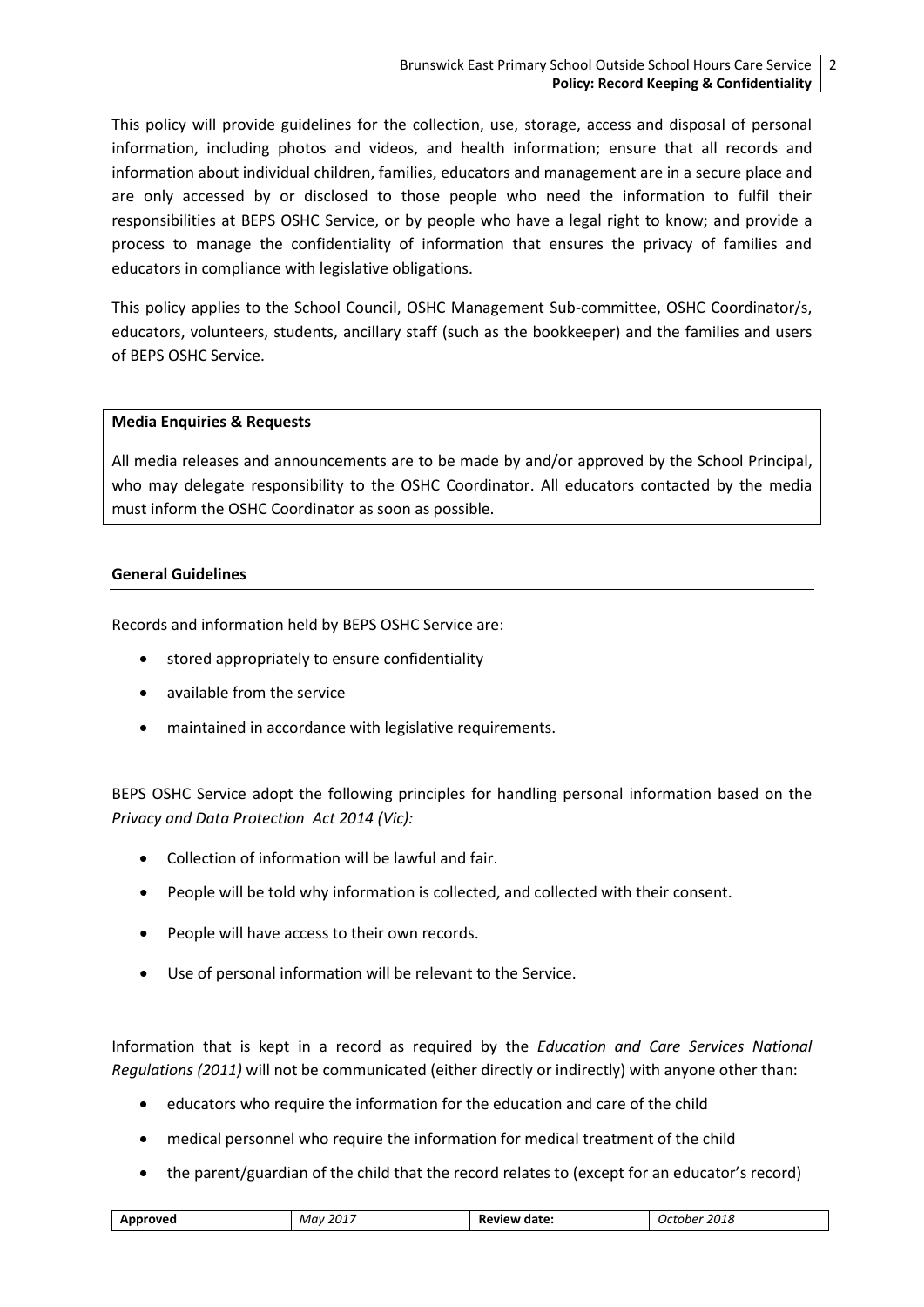This policy will provide guidelines for the collection, use, storage, access and disposal of personal information, including photos and videos, and health information; ensure that all records and information about individual children, families, educators and management are in a secure place and are only accessed by or disclosed to those people who need the information to fulfil their responsibilities at BEPS OSHC Service, or by people who have a legal right to know; and provide a process to manage the confidentiality of information that ensures the privacy of families and educators in compliance with legislative obligations.

This policy applies to the School Council, OSHC Management Sub-committee, OSHC Coordinator/s, educators, volunteers, students, ancillary staff (such as the bookkeeper) and the families and users of BEPS OSHC Service.

**Media Enquiries & Requests**

All media releases and announcements are to be made by and/or approved by the School Principal, who may delegate responsibility to the OSHC Coordinator. All educators contacted by the media must inform the OSHC Coordinator as soon as possible.

**General Guidelines**

Records and information held by BEPS OSHC Service are:

- stored appropriately to ensure confidentiality
- available from the service
- maintained in accordance with legislative requirements.

BEPS OSHC Service adopt the following principles for handling personal information based on the *Privacy and Data Protection Act 2014 (Vic):*

- Collection of information will be lawful and fair.
- People will be told why information is collected, and collected with their consent.
- People will have access to their own records.
- Use of personal information will be relevant to the Service.

Information that is kept in a record as required by the *Education and Care Services National Regulations (2011)* will not be communicated (either directly or indirectly) with anyone other than:

- educators who require the information for the education and care of the child
- medical personnel who require the information for medical treatment of the child
- the parent/guardian of the child that the record relates to (except for an educator's record)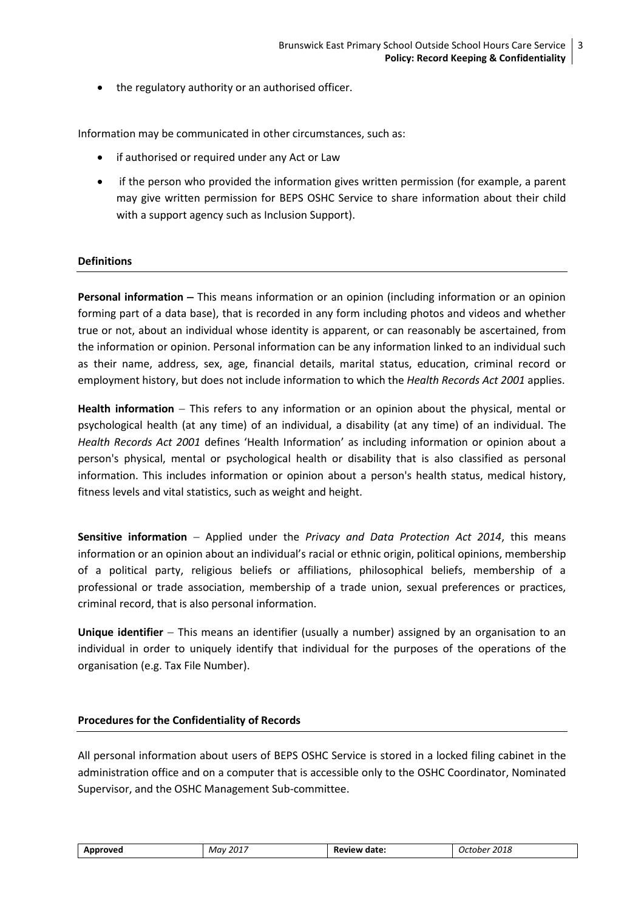- the regulatory authority or an authorised officer.

Information may be communicated in other circumstances, such as:

- if authorised or required under any Act or Law
- if the person who provided the information gives written permission (for example, a parent may give written permission for BEPS OSHC Service to share information about their child with a support agency such as Inclusion Support).

**Definitions**

**Personal information** – This means information or an opinion (including information or an opinion forming part of a data base), that is recorded in any form including photos and videos and whether true or not, about an individual whose identity is apparent, or can reasonably be ascertained, from the information or opinion. Personal information can be any information linked to an individual such as their name, address, sex, age, financial details, marital status, education, criminal record or employment history, but does not include information to which the *Health Records Act 2001* applies.

**Health information** – This refers to any information or an opinion about the physical, mental or psychological health (at any time) of an individual, a disability (at any time) of an individual. The *Health Records Act 2001* defines 'Health Information' as including information or opinion about a person's physical, mental or psychological health or disability that is also classified as personal information. This includes information or opinion about a person's health status, medical history, fitness levels and vital statistics, such as weight and height.

**Sensitive information** – Applied under the *Privacy and Data Protection Act 2014*, this means information or an opinion about an individual's racial or ethnic origin, political opinions, membership of a political party, religious beliefs or affiliations, philosophical beliefs, membership of a professional or trade association, membership of a trade union, sexual preferences or practices, criminal record, that is also personal information.

**Unique identifier** – This means an identifier (usually a number) assigned by an organisation to an individual in order to uniquely identify that individual for the purposes of the operations of the organisation (e.g. Tax File Number).

**Procedures for the Confidentiality of Records**

All personal information about users of BEPS OSHC Service is stored in a locked filing cabinet in the administration office and on a computer that is accessible only to the OSHC Coordinator, Nominated Supervisor, and the OSHC Management Sub-committee.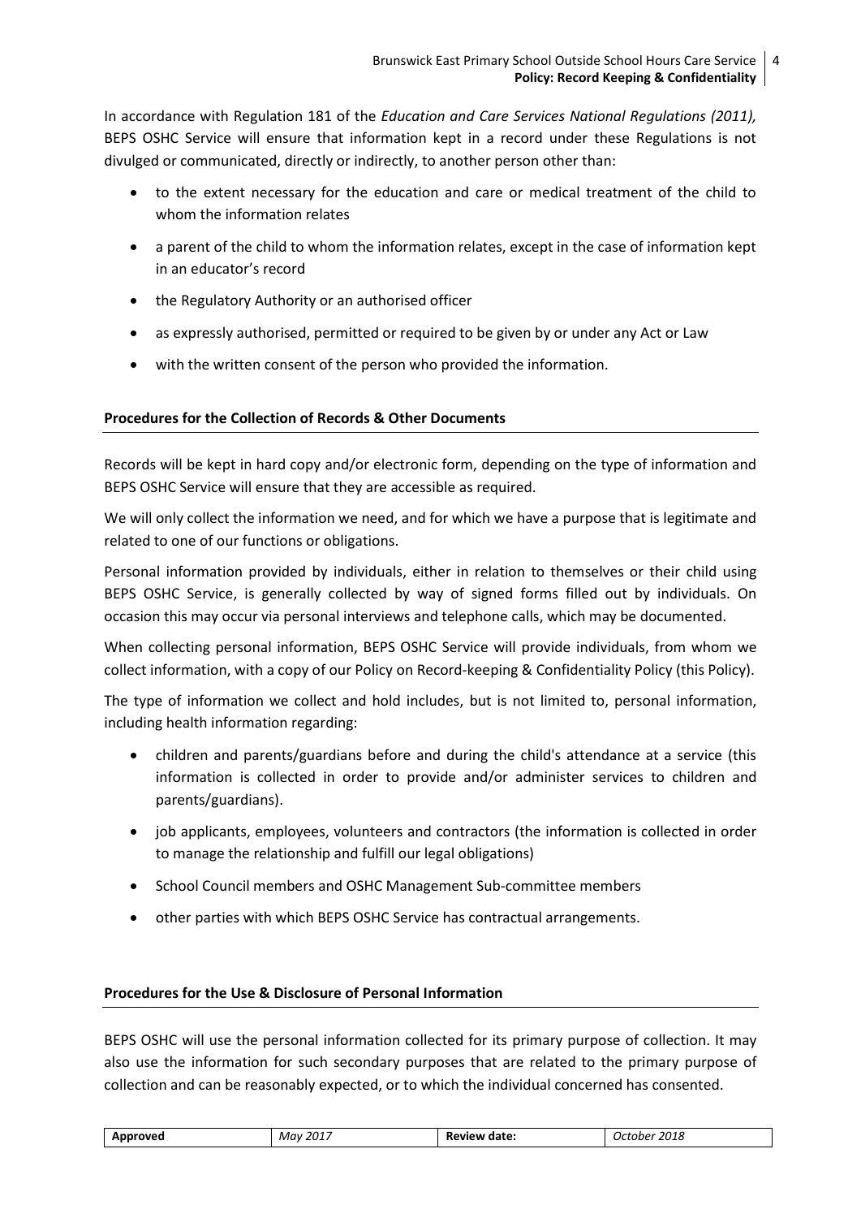In accordance with Regulation 181 of the *Education and Care Services National Regulations (2011),* BEPS OSHC Service will ensure that information kept in a record under these Regulations is not divulged or communicated, directly or indirectly, to another person other than:

- to the extent necessary for the education and care or medical treatment of the child to whom the information relates
- a parent of the child to whom the information relates, except in the case of information kept in an educator's record
- the Regulatory Authority or an authorised officer
- as expressly authorised, permitted or required to be given by or under any Act or Law
- with the written consent of the person who provided the information.

**Procedures for the Collection of Records & Other Documents**

Records will be kept in hard copy and/or electronic form, depending on the type of information and BEPS OSHC Service will ensure that they are accessible as required.

We will only collect the information we need, and for which we have a purpose that is legitimate and related to one of our functions or obligations.

Personal information provided by individuals, either in relation to themselves or their child using BEPS OSHC Service, is generally collected by way of signed forms filled out by individuals. On occasion this may occur via personal interviews and telephone calls, which may be documented.

When collecting personal information, BEPS OSHC Service will provide individuals, from whom we collect information, with a copy of our Policy on Record-keeping & Confidentiality Policy (this Policy).

The type of information we collect and hold includes, but is not limited to, personal information, including health information regarding:

- children and parents/guardians before and during the child's attendance at a service (this information is collected in order to provide and/or administer services to children and parents/guardians).
- job applicants, employees, volunteers and contractors (the information is collected in order to manage the relationship and fulfill our legal obligations)
- School Council members and OSHC Management Sub-committee members
- other parties with which BEPS OSHC Service has contractual arrangements.

**Procedures for the Use & Disclosure of Personal Information**

BEPS OSHC will use the personal information collected for its primary purpose of collection. It may also use the information for such secondary purposes that are related to the primary purpose of collection and can be reasonably expected, or to which the individual concerned has consented.

| Approved | *May 2017* | Review date: | *October 2018* |
|---|---|---|---|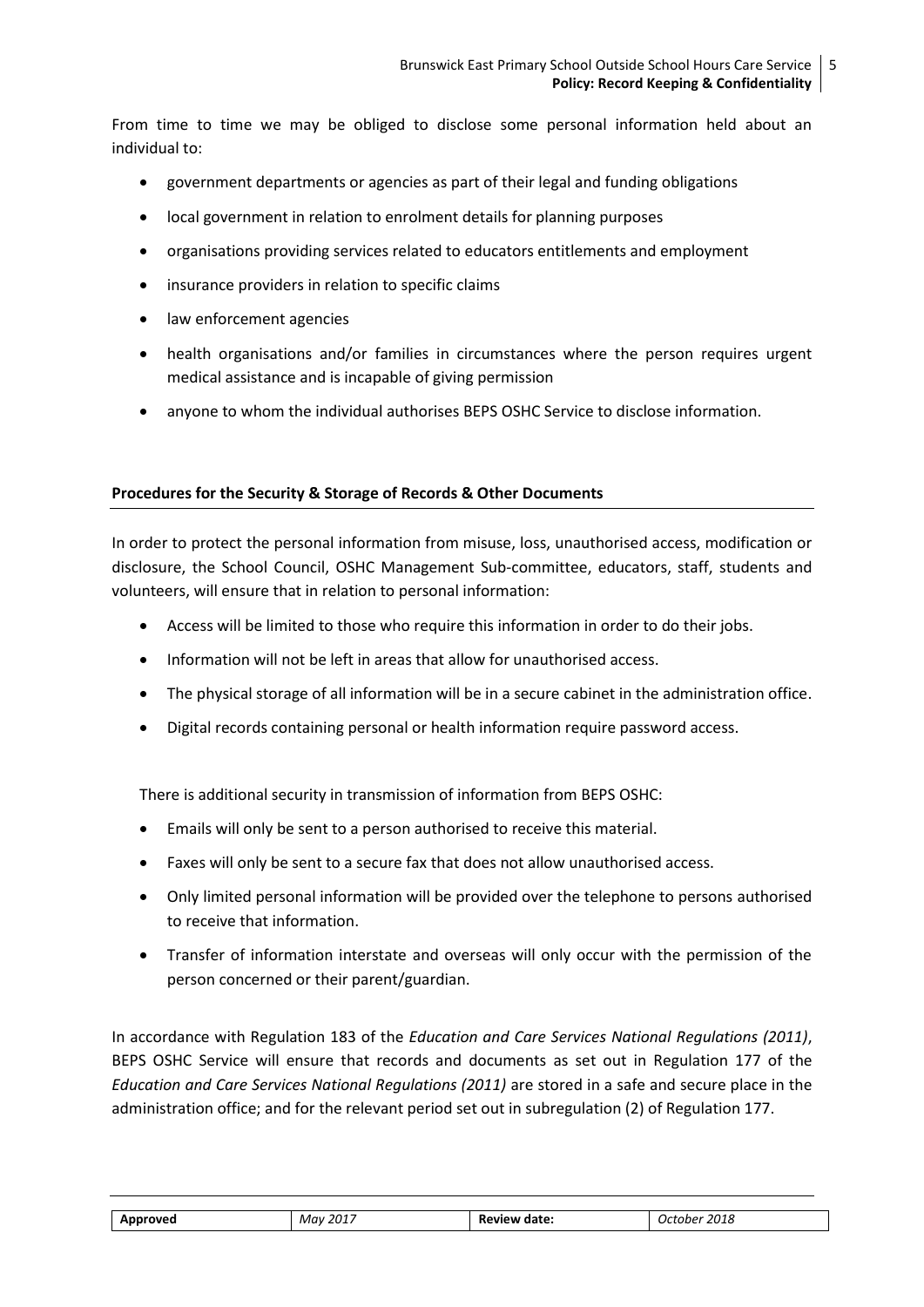From time to time we may be obliged to disclose some personal information held about an individual to:

- government departments or agencies as part of their legal and funding obligations
- local government in relation to enrolment details for planning purposes
- organisations providing services related to educators entitlements and employment
- insurance providers in relation to specific claims
- law enforcement agencies
- health organisations and/or families in circumstances where the person requires urgent medical assistance and is incapable of giving permission
- anyone to whom the individual authorises BEPS OSHC Service to disclose information.

**Procedures for the Security & Storage of Records & Other Documents**

In order to protect the personal information from misuse, loss, unauthorised access, modification or disclosure, the School Council, OSHC Management Sub-committee, educators, staff, students and volunteers, will ensure that in relation to personal information:

- Access will be limited to those who require this information in order to do their jobs.
- Information will not be left in areas that allow for unauthorised access.
- The physical storage of all information will be in a secure cabinet in the administration office.
- Digital records containing personal or health information require password access.

There is additional security in transmission of information from BEPS OSHC:

- Emails will only be sent to a person authorised to receive this material.
- Faxes will only be sent to a secure fax that does not allow unauthorised access.
- Only limited personal information will be provided over the telephone to persons authorised to receive that information.
- Transfer of information interstate and overseas will only occur with the permission of the person concerned or their parent/guardian.

In accordance with Regulation 183 of the *Education and Care Services National Regulations (2011)*, BEPS OSHC Service will ensure that records and documents as set out in Regulation 177 of the *Education and Care Services National Regulations (2011)* are stored in a safe and secure place in the administration office; and for the relevant period set out in subregulation (2) of Regulation 177.

| **Approved** | *May 2017* | **Review date:** | *October 2018* |
|---|---|---|---|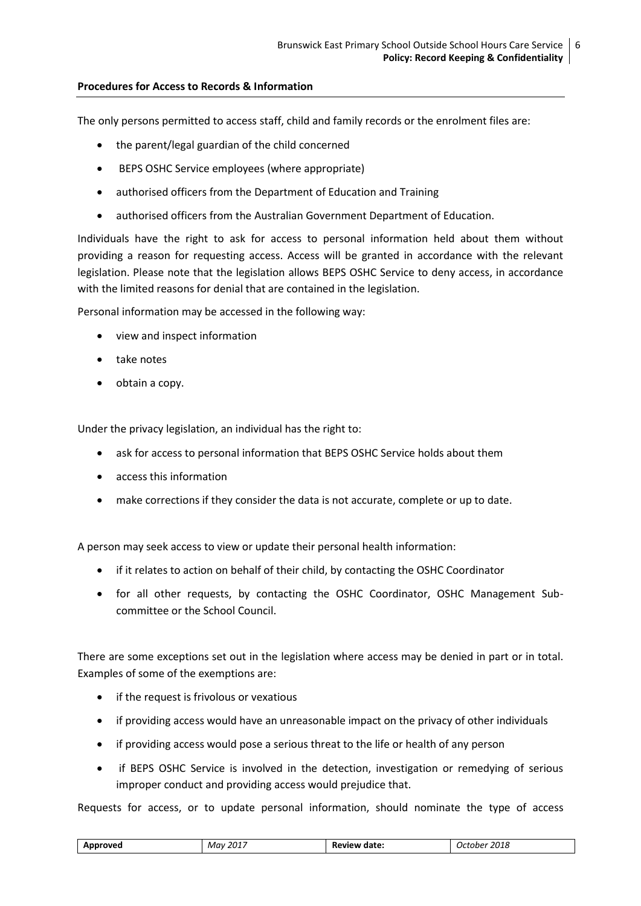**Procedures for Access to Records & Information**

The only persons permitted to access staff, child and family records or the enrolment files are:

- the parent/legal guardian of the child concerned
- BEPS OSHC Service employees (where appropriate)
- authorised officers from the Department of Education and Training
- authorised officers from the Australian Government Department of Education.

Individuals have the right to ask for access to personal information held about them without providing a reason for requesting access. Access will be granted in accordance with the relevant legislation. Please note that the legislation allows BEPS OSHC Service to deny access, in accordance with the limited reasons for denial that are contained in the legislation.

Personal information may be accessed in the following way:

- view and inspect information
- take notes
- obtain a copy.

Under the privacy legislation, an individual has the right to:

- ask for access to personal information that BEPS OSHC Service holds about them
- access this information
- make corrections if they consider the data is not accurate, complete or up to date.

A person may seek access to view or update their personal health information:

- if it relates to action on behalf of their child, by contacting the OSHC Coordinator
- for all other requests, by contacting the OSHC Coordinator, OSHC Management Sub-committee or the School Council.

There are some exceptions set out in the legislation where access may be denied in part or in total. Examples of some of the exemptions are:

- if the request is frivolous or vexatious
- if providing access would have an unreasonable impact on the privacy of other individuals
- if providing access would pose a serious threat to the life or health of any person
- if BEPS OSHC Service is involved in the detection, investigation or remedying of serious improper conduct and providing access would prejudice that.

Requests for access, or to update personal information, should nominate the type of access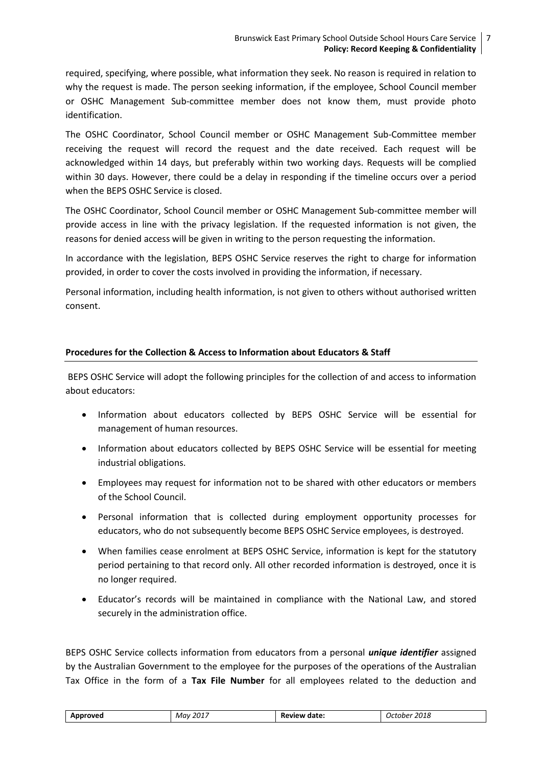required, specifying, where possible, what information they seek. No reason is required in relation to why the request is made. The person seeking information, if the employee, School Council member or OSHC Management Sub-committee member does not know them, must provide photo identification.

The OSHC Coordinator, School Council member or OSHC Management Sub-Committee member receiving the request will record the request and the date received. Each request will be acknowledged within 14 days, but preferably within two working days. Requests will be complied within 30 days. However, there could be a delay in responding if the timeline occurs over a period when the BEPS OSHC Service is closed.

The OSHC Coordinator, School Council member or OSHC Management Sub-committee member will provide access in line with the privacy legislation. If the requested information is not given, the reasons for denied access will be given in writing to the person requesting the information.

In accordance with the legislation, BEPS OSHC Service reserves the right to charge for information provided, in order to cover the costs involved in providing the information, if necessary.

Personal information, including health information, is not given to others without authorised written consent.

**Procedures for the Collection & Access to Information about Educators & Staff**

BEPS OSHC Service will adopt the following principles for the collection of and access to information about educators:

- Information about educators collected by BEPS OSHC Service will be essential for management of human resources.
- Information about educators collected by BEPS OSHC Service will be essential for meeting industrial obligations.
- Employees may request for information not to be shared with other educators or members of the School Council.
- Personal information that is collected during employment opportunity processes for educators, who do not subsequently become BEPS OSHC Service employees, is destroyed.
- When families cease enrolment at BEPS OSHC Service, information is kept for the statutory period pertaining to that record only. All other recorded information is destroyed, once it is no longer required.
- Educator's records will be maintained in compliance with the National Law, and stored securely in the administration office.

BEPS OSHC Service collects information from educators from a personal ***unique identifier*** assigned by the Australian Government to the employee for the purposes of the operations of the Australian Tax Office in the form of a **Tax File Number** for all employees related to the deduction and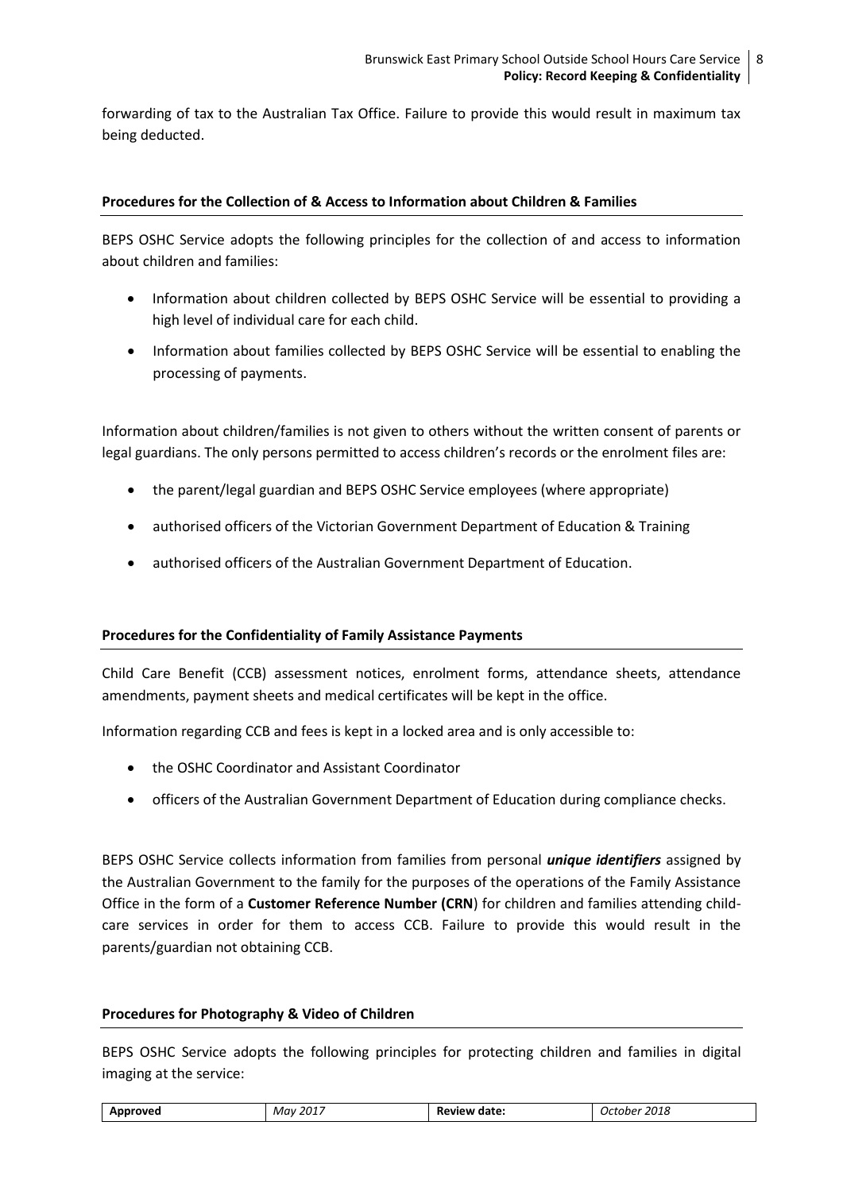forwarding of tax to the Australian Tax Office. Failure to provide this would result in maximum tax being deducted.

**Procedures for the Collection of & Access to Information about Children & Families**

BEPS OSHC Service adopts the following principles for the collection of and access to information about children and families:

- Information about children collected by BEPS OSHC Service will be essential to providing a high level of individual care for each child.
- Information about families collected by BEPS OSHC Service will be essential to enabling the processing of payments.

Information about children/families is not given to others without the written consent of parents or legal guardians. The only persons permitted to access children's records or the enrolment files are:

- the parent/legal guardian and BEPS OSHC Service employees (where appropriate)
- authorised officers of the Victorian Government Department of Education & Training
- authorised officers of the Australian Government Department of Education.

**Procedures for the Confidentiality of Family Assistance Payments**

Child Care Benefit (CCB) assessment notices, enrolment forms, attendance sheets, attendance amendments, payment sheets and medical certificates will be kept in the office.

Information regarding CCB and fees is kept in a locked area and is only accessible to:

- the OSHC Coordinator and Assistant Coordinator
- officers of the Australian Government Department of Education during compliance checks.

BEPS OSHC Service collects information from families from personal ***unique identifiers*** assigned by the Australian Government to the family for the purposes of the operations of the Family Assistance Office in the form of a **Customer Reference Number (CRN**) for children and families attending child-care services in order for them to access CCB. Failure to provide this would result in the parents/guardian not obtaining CCB.

**Procedures for Photography & Video of Children**

BEPS OSHC Service adopts the following principles for protecting children and families in digital imaging at the service:

| **Approved** | *May 2017* | **Review date:** | *October 2018* |
|---|---|---|---|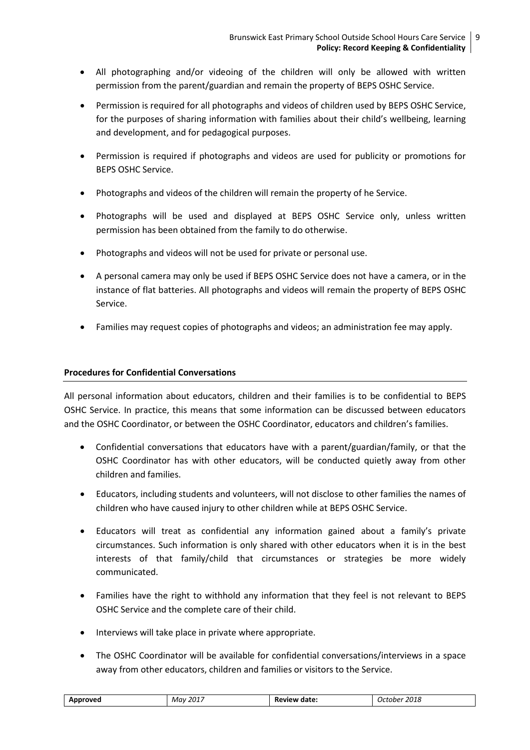- All photographing and/or videoing of the children will only be allowed with written permission from the parent/guardian and remain the property of BEPS OSHC Service.

- Permission is required for all photographs and videos of children used by BEPS OSHC Service, for the purposes of sharing information with families about their child's wellbeing, learning and development, and for pedagogical purposes.

- Permission is required if photographs and videos are used for publicity or promotions for BEPS OSHC Service.

- Photographs and videos of the children will remain the property of he Service.

- Photographs will be used and displayed at BEPS OSHC Service only, unless written permission has been obtained from the family to do otherwise.

- Photographs and videos will not be used for private or personal use.

- A personal camera may only be used if BEPS OSHC Service does not have a camera, or in the instance of flat batteries. All photographs and videos will remain the property of BEPS OSHC Service.

- Families may request copies of photographs and videos; an administration fee may apply.

## Procedures for Confidential Conversations

All personal information about educators, children and their families is to be confidential to BEPS OSHC Service. In practice, this means that some information can be discussed between educators and the OSHC Coordinator, or between the OSHC Coordinator, educators and children's families.

- Confidential conversations that educators have with a parent/guardian/family, or that the OSHC Coordinator has with other educators, will be conducted quietly away from other children and families.

- Educators, including students and volunteers, will not disclose to other families the names of children who have caused injury to other children while at BEPS OSHC Service.

- Educators will treat as confidential any information gained about a family's private circumstances. Such information is only shared with other educators when it is in the best interests of that family/child that circumstances or strategies be more widely communicated.

- Families have the right to withhold any information that they feel is not relevant to BEPS OSHC Service and the complete care of their child.

- Interviews will take place in private where appropriate.

- The OSHC Coordinator will be available for confidential conversations/interviews in a space away from other educators, children and families or visitors to the Service.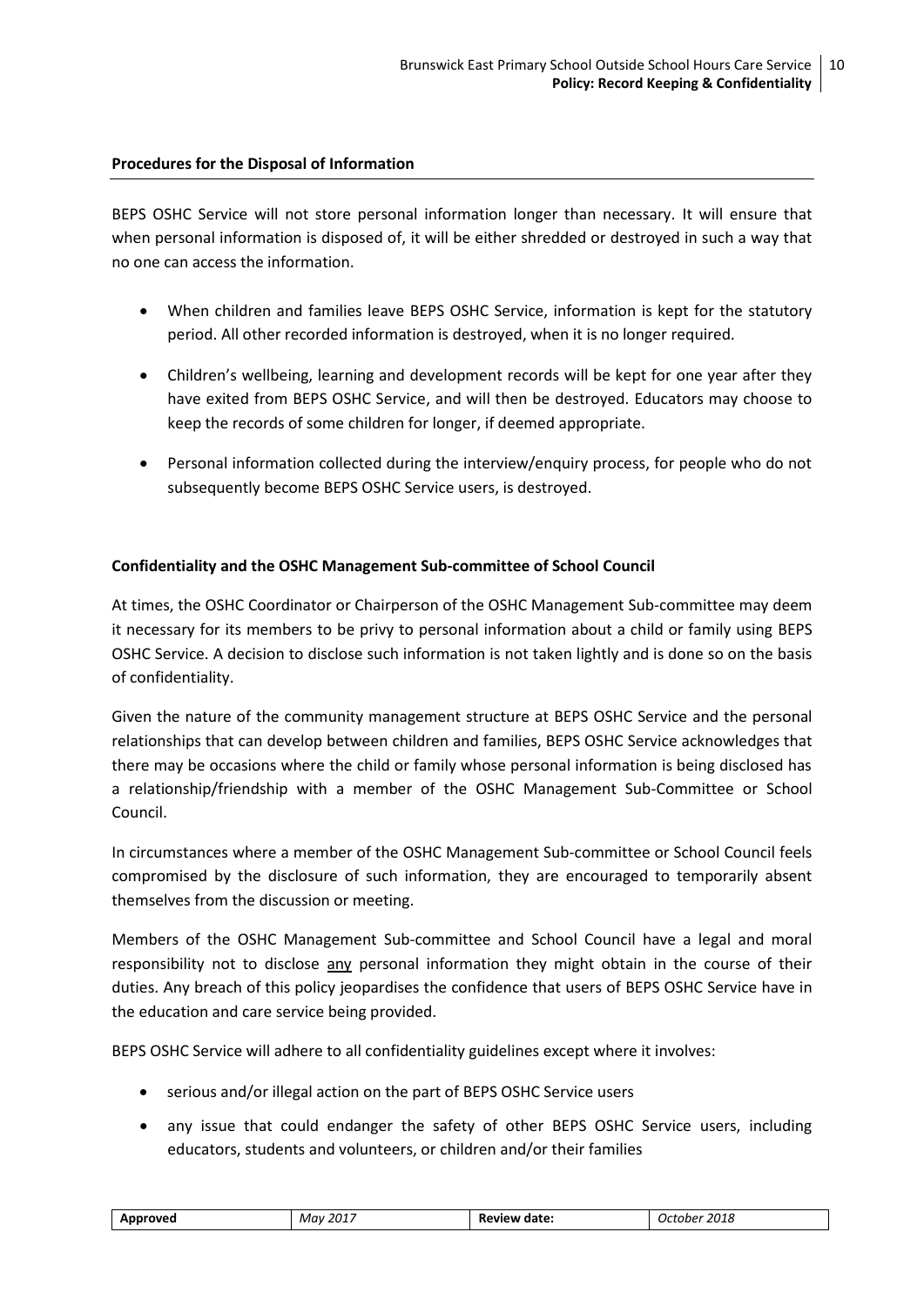### Procedures for the Disposal of Information

BEPS OSHC Service will not store personal information longer than necessary. It will ensure that when personal information is disposed of, it will be either shredded or destroyed in such a way that no one can access the information.

- When children and families leave BEPS OSHC Service, information is kept for the statutory period. All other recorded information is destroyed, when it is no longer required.
- Children's wellbeing, learning and development records will be kept for one year after they have exited from BEPS OSHC Service, and will then be destroyed. Educators may choose to keep the records of some children for longer, if deemed appropriate.
- Personal information collected during the interview/enquiry process, for people who do not subsequently become BEPS OSHC Service users, is destroyed.

### Confidentiality and the OSHC Management Sub-committee of School Council

At times, the OSHC Coordinator or Chairperson of the OSHC Management Sub-committee may deem it necessary for its members to be privy to personal information about a child or family using BEPS OSHC Service. A decision to disclose such information is not taken lightly and is done so on the basis of confidentiality.

Given the nature of the community management structure at BEPS OSHC Service and the personal relationships that can develop between children and families, BEPS OSHC Service acknowledges that there may be occasions where the child or family whose personal information is being disclosed has a relationship/friendship with a member of the OSHC Management Sub-Committee or School Council.

In circumstances where a member of the OSHC Management Sub-committee or School Council feels compromised by the disclosure of such information, they are encouraged to temporarily absent themselves from the discussion or meeting.

Members of the OSHC Management Sub-committee and School Council have a legal and moral responsibility not to disclose <u>any</u> personal information they might obtain in the course of their duties. Any breach of this policy jeopardises the confidence that users of BEPS OSHC Service have in the education and care service being provided.

BEPS OSHC Service will adhere to all confidentiality guidelines except where it involves:

- serious and/or illegal action on the part of BEPS OSHC Service users
- any issue that could endanger the safety of other BEPS OSHC Service users, including educators, students and volunteers, or children and/or their families

| **Approved** | *May 2017* | **Review date:** | *October 2018* |
|---|---|---|---|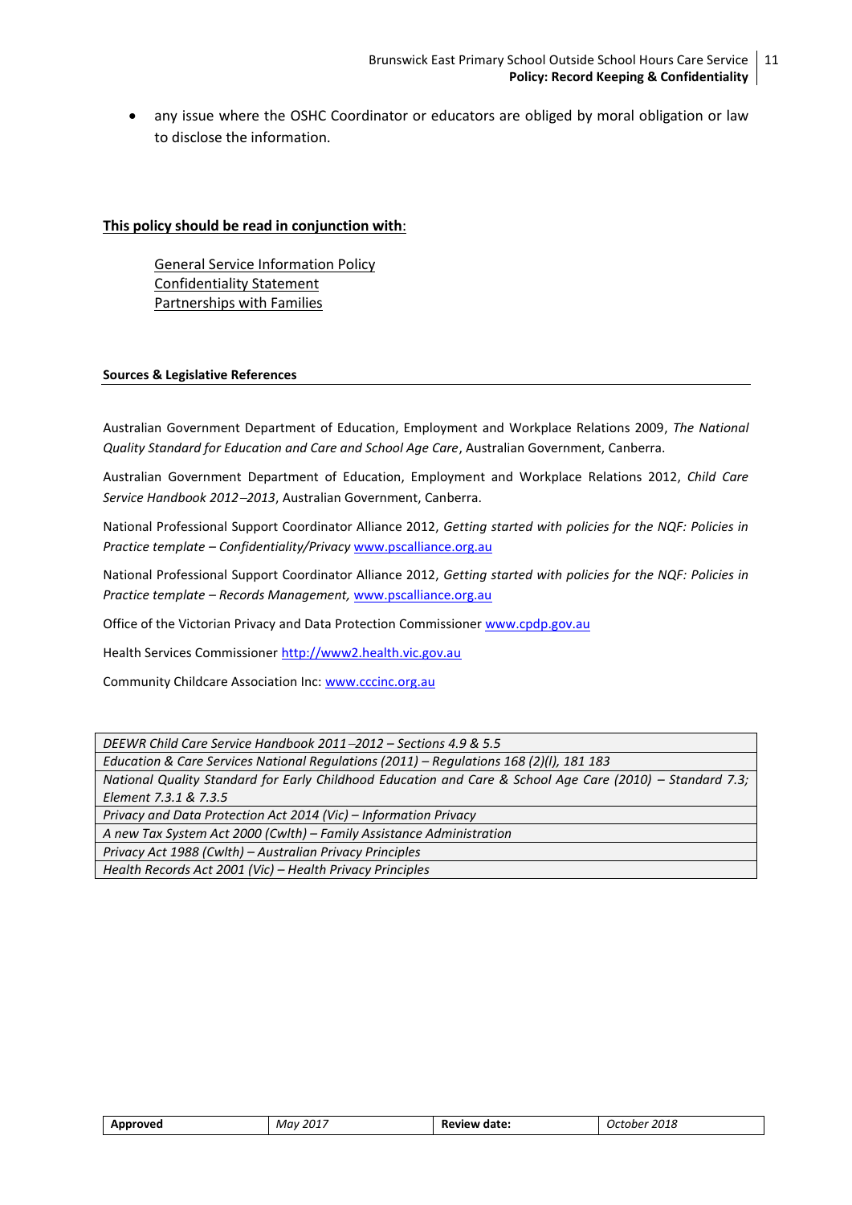- any issue where the OSHC Coordinator or educators are obliged by moral obligation or law to disclose the information.

**<u>This policy should be read in conjunction with</u>**:

General Service Information Policy
Confidentiality Statement
Partnerships with Families

**Sources & Legislative References**

Australian Government Department of Education, Employment and Workplace Relations 2009, *The National Quality Standard for Education and Care and School Age Care*, Australian Government, Canberra.

Australian Government Department of Education, Employment and Workplace Relations 2012, *Child Care Service Handbook 2012–2013*, Australian Government, Canberra.

National Professional Support Coordinator Alliance 2012, *Getting started with policies for the NQF: Policies in Practice template – Confidentiality/Privacy* www.pscalliance.org.au

National Professional Support Coordinator Alliance 2012, *Getting started with policies for the NQF: Policies in Practice template – Records Management,* www.pscalliance.org.au

Office of the Victorian Privacy and Data Protection Commissioner www.cpdp.gov.au

Health Services Commissioner http://www2.health.vic.gov.au

Community Childcare Association Inc: www.cccinc.org.au

| |
|---|
| *DEEWR Child Care Service Handbook 2011–2012 – Sections 4.9 & 5.5* |
| *Education & Care Services National Regulations (2011) – Regulations 168 (2)(l), 181 183* |
| *National Quality Standard for Early Childhood Education and Care & School Age Care (2010) – Standard 7.3; Element 7.3.1 & 7.3.5* |
| *Privacy and Data Protection Act 2014 (Vic) – Information Privacy* |
| *A new Tax System Act 2000 (Cwlth) – Family Assistance Administration* |
| *Privacy Act 1988 (Cwlth) – Australian Privacy Principles* |
| *Health Records Act 2001 (Vic) – Health Privacy Principles* |

| | | | |
|---|---|---|---|
| **Approved** | *May 2017* | **Review date:** | *October 2018* |